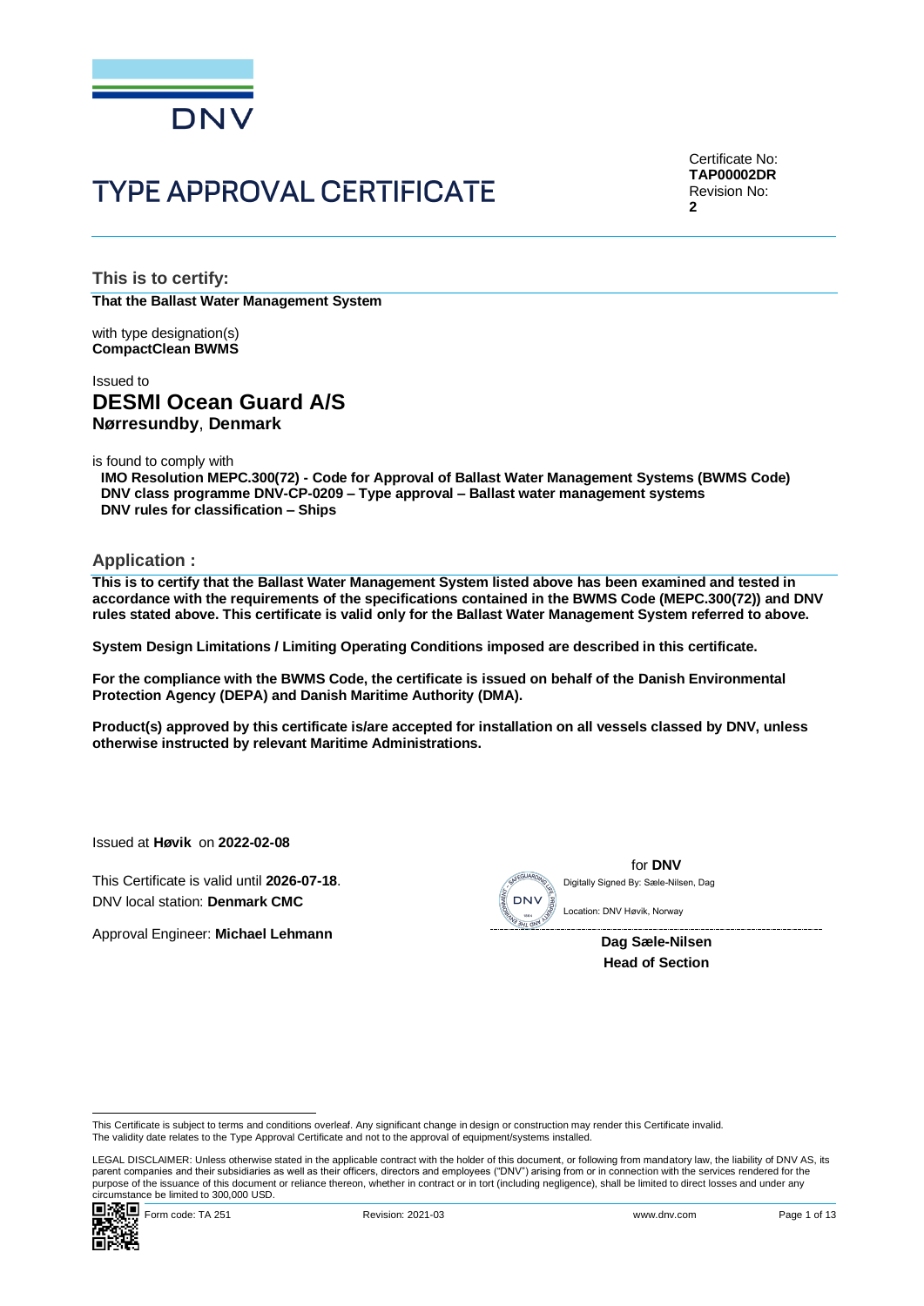# TYPE APPROVAL CERTIFICATE

Certificate No:
**TAP00002DR**
Revision No:
**2**

## This is to certify:

**That the Ballast Water Management System**

with type designation(s)
**CompactClean BWMS**

Issued to
**DESMI Ocean Guard A/S**
**Nørresundby**, **Denmark**

is found to comply with
**IMO Resolution MEPC.300(72) - Code for Approval of Ballast Water Management Systems (BWMS Code)**
**DNV class programme DNV-CP-0209 – Type approval – Ballast water management systems**
**DNV rules for classification – Ships**

## Application :

**This is to certify that the Ballast Water Management System listed above has been examined and tested in accordance with the requirements of the specifications contained in the BWMS Code (MEPC.300(72)) and DNV rules stated above. This certificate is valid only for the Ballast Water Management System referred to above.**

**System Design Limitations / Limiting Operating Conditions imposed are described in this certificate.**

**For the compliance with the BWMS Code, the certificate is issued on behalf of the Danish Environmental Protection Agency (DEPA) and Danish Maritime Authority (DMA).**

**Product(s) approved by this certificate is/are accepted for installation on all vessels classed by DNV, unless otherwise instructed by relevant Maritime Administrations.**

Issued at **Høvik** on **2022-02-08**

This Certificate is valid until **2026-07-18**.
DNV local station: **Denmark CMC**

Approval Engineer: **Michael Lehmann**

for **DNV**
Digitally Signed By: Sæle-Nilsen, Dag
Location: DNV Høvik, Norway

**Dag Sæle-Nilsen**
**Head of Section**

This Certificate is subject to terms and conditions overleaf. Any significant change in design or construction may render this Certificate invalid.
The validity date relates to the Type Approval Certificate and not to the approval of equipment/systems installed.

LEGAL DISCLAIMER: Unless otherwise stated in the applicable contract with the holder of this document, or following from mandatory law, the liability of DNV AS, its parent companies and their subsidiaries as well as their officers, directors and employees ("DNV") arising from or in connection with the services rendered for the purpose of the issuance of this document or reliance thereon, whether in contract or in tort (including negligence), shall be limited to direct losses and under any circumstance be limited to 300,000 USD.

Form code: TA 251 Revision: 2021-03 www.dnv.com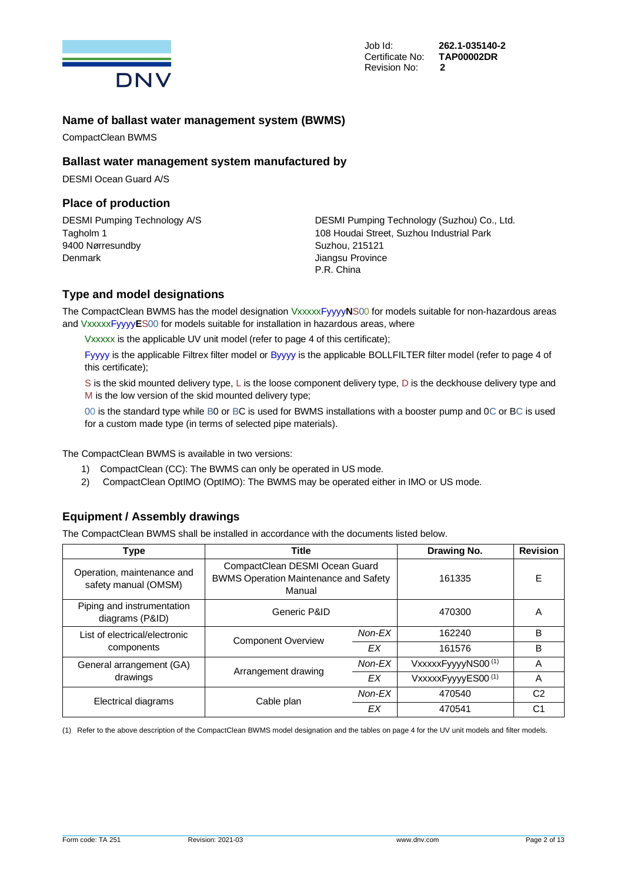Job Id: **262.1-035140-2**
Certificate No: **TAP00002DR**
Revision No: **2**

## Name of ballast water management system (BWMS)

CompactClean BWMS

## Ballast water management system manufactured by

DESMI Ocean Guard A/S

## Place of production

DESMI Pumping Technology A/S
Tagholm 1
9400 Nørresundby
Denmark

DESMI Pumping Technology (Suzhou) Co., Ltd.
108 Houdai Street, Suzhou Industrial Park
Suzhou, 215121
Jiangsu Province
P.R. China

## Type and model designations

The CompactClean BWMS has the model designation VxxxxxFyyyy**N**S00 for models suitable for non-hazardous areas and VxxxxxFyyyy**E**S00 for models suitable for installation in hazardous areas, where

Vxxxxx is the applicable UV unit model (refer to page 4 of this certificate);

Fyyyy is the applicable Filtrex filter model or Byyyy is the applicable BOLLFILTER filter model (refer to page 4 of this certificate);

S is the skid mounted delivery type, L is the loose component delivery type, D is the deckhouse delivery type and M is the low version of the skid mounted delivery type;

00 is the standard type while B0 or BC is used for BWMS installations with a booster pump and 0C or BC is used for a custom made type (in terms of selected pipe materials).

The CompactClean BWMS is available in two versions:

1) CompactClean (CC): The BWMS can only be operated in US mode.
2) CompactClean OptIMO (OptIMO): The BWMS may be operated either in IMO or US mode.

## Equipment / Assembly drawings

The CompactClean BWMS shall be installed in accordance with the documents listed below.

| Type | Title | | Drawing No. | Revision |
|---|---|---|---|---|
| Operation, maintenance and safety manual (OMSM) | CompactClean DESMI Ocean Guard BWMS Operation Maintenance and Safety Manual | | 161335 | E |
| Piping and instrumentation diagrams (P&ID) | Generic P&ID | | 470300 | A |
| List of electrical/electronic components | Component Overview | *Non-EX* | 162240 | B |
| | | *EX* | 161576 | B |
| General arrangement (GA) drawings | Arrangement drawing | *Non-EX* | VxxxxxFyyyyNS00 (1) | A |
| | | *EX* | VxxxxxFyyyyES00 (1) | A |
| Electrical diagrams | Cable plan | *Non-EX* | 470540 | C2 |
| | | *EX* | 470541 | C1 |

(1) Refer to the above description of the CompactClean BWMS model designation and the tables on page 4 for the UV unit models and filter models.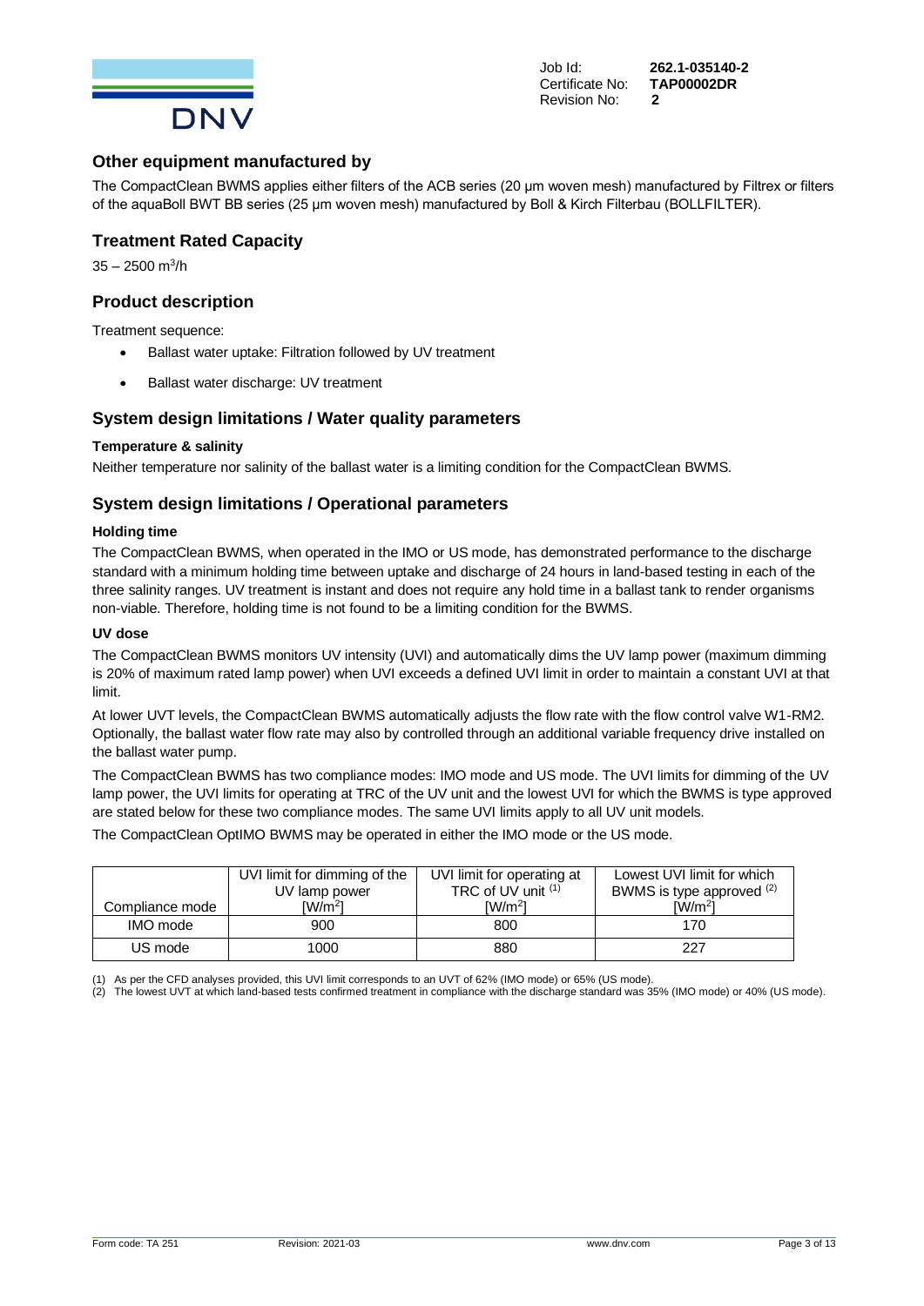## Other equipment manufactured by

The CompactClean BWMS applies either filters of the ACB series (20 µm woven mesh) manufactured by Filtrex or filters of the aquaBoll BWT BB series (25 µm woven mesh) manufactured by Boll & Kirch Filterbau (BOLLFILTER).

## Treatment Rated Capacity

35 – 2500 $m^3/h$

## Product description

Treatment sequence:

- Ballast water uptake: Filtration followed by UV treatment
- Ballast water discharge: UV treatment

## System design limitations / Water quality parameters

**Temperature & salinity**

Neither temperature nor salinity of the ballast water is a limiting condition for the CompactClean BWMS.

## System design limitations / Operational parameters

**Holding time**

The CompactClean BWMS, when operated in the IMO or US mode, has demonstrated performance to the discharge standard with a minimum holding time between uptake and discharge of 24 hours in land-based testing in each of the three salinity ranges. UV treatment is instant and does not require any hold time in a ballast tank to render organisms non-viable. Therefore, holding time is not found to be a limiting condition for the BWMS.

**UV dose**

The CompactClean BWMS monitors UV intensity (UVI) and automatically dims the UV lamp power (maximum dimming is 20% of maximum rated lamp power) when UVI exceeds a defined UVI limit in order to maintain a constant UVI at that limit.

At lower UVT levels, the CompactClean BWMS automatically adjusts the flow rate with the flow control valve W1-RM2. Optionally, the ballast water flow rate may also by controlled through an additional variable frequency drive installed on the ballast water pump.

The CompactClean BWMS has two compliance modes: IMO mode and US mode. The UVI limits for dimming of the UV lamp power, the UVI limits for operating at TRC of the UV unit and the lowest UVI for which the BWMS is type approved are stated below for these two compliance modes. The same UVI limits apply to all UV unit models.

The CompactClean OptIMO BWMS may be operated in either the IMO mode or the US mode.

| Compliance mode | UVI limit for dimming of the UV lamp power [$W/m^2$] | UVI limit for operating at TRC of UV unit [(1)] [$W/m^2$] | Lowest UVI limit for which BWMS is type approved [(2)] [$W/m^2$] |
|---|---|---|---|
| IMO mode | 900 | 800 | 170 |
| US mode | 1000 | 880 | 227 |

(1) As per the CFD analyses provided, this UVI limit corresponds to an UVT of 62% (IMO mode) or 65% (US mode).
(2) The lowest UVT at which land-based tests confirmed treatment in compliance with the discharge standard was 35% (IMO mode) or 40% (US mode).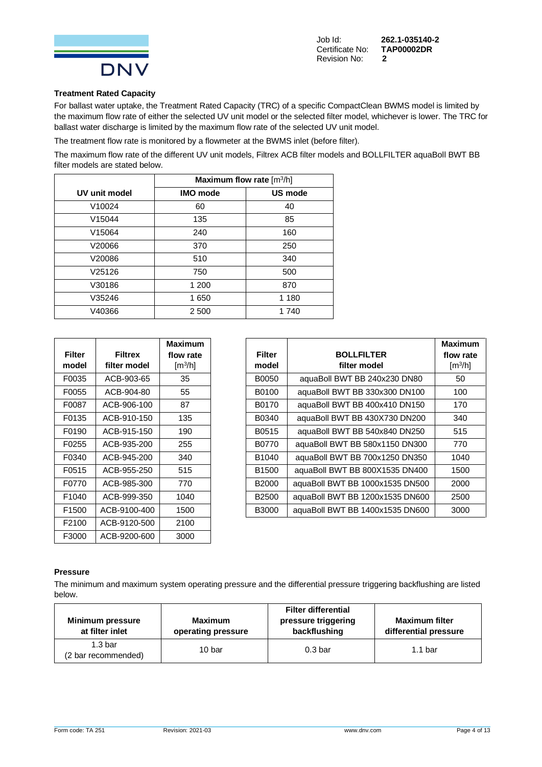### Treatment Rated Capacity

For ballast water uptake, the Treatment Rated Capacity (TRC) of a specific CompactClean BWMS model is limited by the maximum flow rate of either the selected UV unit model or the selected filter model, whichever is lower. The TRC for ballast water discharge is limited by the maximum flow rate of the selected UV unit model.

The treatment flow rate is monitored by a flowmeter at the BWMS inlet (before filter).

The maximum flow rate of the different UV unit models, Filtrex ACB filter models and BOLLFILTER aquaBoll BWT BB filter models are stated below.

| | Maximum flow rate [m³/h] | |
|---|---|---|
| **UV unit model** | **IMO mode** | **US mode** |
| V10024 | 60 | 40 |
| V15044 | 135 | 85 |
| V15064 | 240 | 160 |
| V20066 | 370 | 250 |
| V20086 | 510 | 340 |
| V25126 | 750 | 500 |
| V30186 | 1 200 | 870 |
| V35246 | 1 650 | 1 180 |
| V40366 | 2 500 | 1 740 |

| Filter model | Filtrex filter model | Maximum flow rate [m³/h] |
|---|---|---|
| F0035 | ACB-903-65 | 35 |
| F0055 | ACB-904-80 | 55 |
| F0087 | ACB-906-100 | 87 |
| F0135 | ACB-910-150 | 135 |
| F0190 | ACB-915-150 | 190 |
| F0255 | ACB-935-200 | 255 |
| F0340 | ACB-945-200 | 340 |
| F0515 | ACB-955-250 | 515 |
| F0770 | ACB-985-300 | 770 |
| F1040 | ACB-999-350 | 1040 |
| F1500 | ACB-9100-400 | 1500 |
| F2100 | ACB-9120-500 | 2100 |
| F3000 | ACB-9200-600 | 3000 |

| Filter model | BOLLFILTER filter model | Maximum flow rate [m³/h] |
|---|---|---|
| B0050 | aquaBoll BWT BB 240x230 DN80 | 50 |
| B0100 | aquaBoll BWT BB 330x300 DN100 | 100 |
| B0170 | aquaBoll BWT BB 400x410 DN150 | 170 |
| B0340 | aquaBoll BWT BB 430X730 DN200 | 340 |
| B0515 | aquaBoll BWT BB 540x840 DN250 | 515 |
| B0770 | aquaBoll BWT BB 580x1150 DN300 | 770 |
| B1040 | aquaBoll BWT BB 700x1250 DN350 | 1040 |
| B1500 | aquaBoll BWT BB 800X1535 DN400 | 1500 |
| B2000 | aquaBoll BWT BB 1000x1535 DN500 | 2000 |
| B2500 | aquaBoll BWT BB 1200x1535 DN600 | 2500 |
| B3000 | aquaBoll BWT BB 1400x1535 DN600 | 3000 |

### Pressure

The minimum and maximum system operating pressure and the differential pressure triggering backflushing are listed below.

| Minimum pressure at filter inlet | Maximum operating pressure | Filter differential pressure triggering backflushing | Maximum filter differential pressure |
|---|---|---|---|
| 1.3 bar (2 bar recommended) | 10 bar | 0.3 bar | 1.1 bar |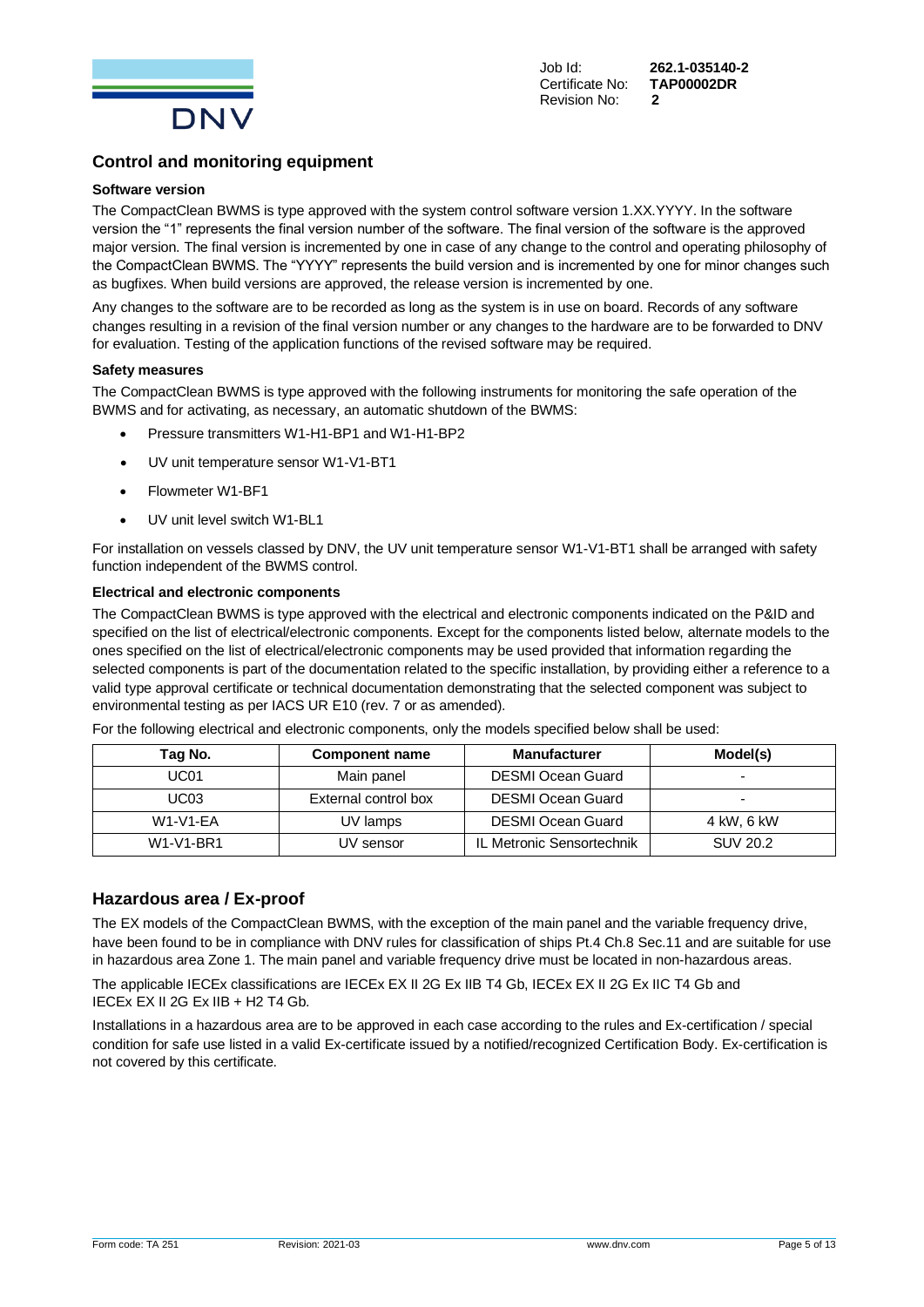## Control and monitoring equipment

### Software version

The CompactClean BWMS is type approved with the system control software version 1.XX.YYYY. In the software version the "1" represents the final version number of the software. The final version of the software is the approved major version. The final version is incremented by one in case of any change to the control and operating philosophy of the CompactClean BWMS. The "YYYY" represents the build version and is incremented by one for minor changes such as bugfixes. When build versions are approved, the release version is incremented by one.

Any changes to the software are to be recorded as long as the system is in use on board. Records of any software changes resulting in a revision of the final version number or any changes to the hardware are to be forwarded to DNV for evaluation. Testing of the application functions of the revised software may be required.

### Safety measures

The CompactClean BWMS is type approved with the following instruments for monitoring the safe operation of the BWMS and for activating, as necessary, an automatic shutdown of the BWMS:

- Pressure transmitters W1-H1-BP1 and W1-H1-BP2
- UV unit temperature sensor W1-V1-BT1
- Flowmeter W1-BF1
- UV unit level switch W1-BL1

For installation on vessels classed by DNV, the UV unit temperature sensor W1-V1-BT1 shall be arranged with safety function independent of the BWMS control.

### Electrical and electronic components

The CompactClean BWMS is type approved with the electrical and electronic components indicated on the P&ID and specified on the list of electrical/electronic components. Except for the components listed below, alternate models to the ones specified on the list of electrical/electronic components may be used provided that information regarding the selected components is part of the documentation related to the specific installation, by providing either a reference to a valid type approval certificate or technical documentation demonstrating that the selected component was subject to environmental testing as per IACS UR E10 (rev. 7 or as amended).

For the following electrical and electronic components, only the models specified below shall be used:

| Tag No. | Component name | Manufacturer | Model(s) |
|---|---|---|---|
| UC01 | Main panel | DESMI Ocean Guard | - |
| UC03 | External control box | DESMI Ocean Guard | - |
| W1-V1-EA | UV lamps | DESMI Ocean Guard | 4 kW, 6 kW |
| W1-V1-BR1 | UV sensor | IL Metronic Sensortechnik | SUV 20.2 |

## Hazardous area / Ex-proof

The EX models of the CompactClean BWMS, with the exception of the main panel and the variable frequency drive, have been found to be in compliance with DNV rules for classification of ships Pt.4 Ch.8 Sec.11 and are suitable for use in hazardous area Zone 1. The main panel and variable frequency drive must be located in non-hazardous areas.

The applicable IECEx classifications are IECEx EX II 2G Ex IIB T4 Gb, IECEx EX II 2G Ex IIC T4 Gb and IECEx EX II 2G Ex IIB + H2 T4 Gb.

Installations in a hazardous area are to be approved in each case according to the rules and Ex-certification / special condition for safe use listed in a valid Ex-certificate issued by a notified/recognized Certification Body. Ex-certification is not covered by this certificate.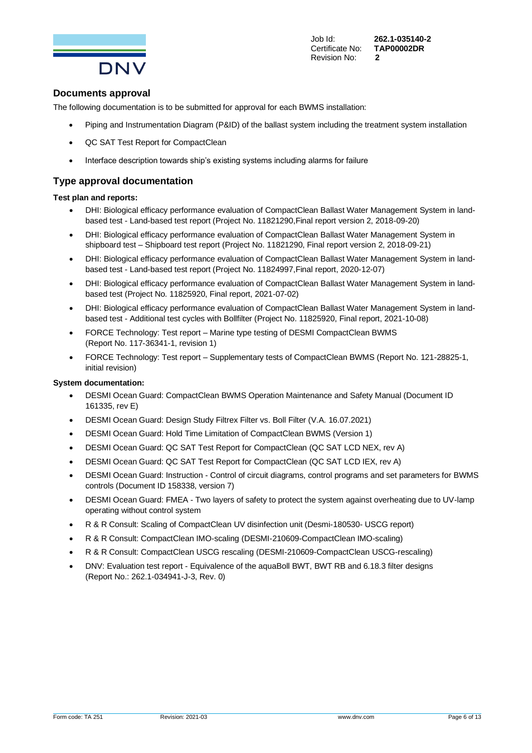## Documents approval

The following documentation is to be submitted for approval for each BWMS installation:

- Piping and Instrumentation Diagram (P&ID) of the ballast system including the treatment system installation
- QC SAT Test Report for CompactClean
- Interface description towards ship's existing systems including alarms for failure

## Type approval documentation

**Test plan and reports:**

- DHI: Biological efficacy performance evaluation of CompactClean Ballast Water Management System in land-based test - Land-based test report (Project No. 11821290,Final report version 2, 2018-09-20)
- DHI: Biological efficacy performance evaluation of CompactClean Ballast Water Management System in shipboard test – Shipboard test report (Project No. 11821290, Final report version 2, 2018-09-21)
- DHI: Biological efficacy performance evaluation of CompactClean Ballast Water Management System in land-based test - Land-based test report (Project No. 11824997,Final report, 2020-12-07)
- DHI: Biological efficacy performance evaluation of CompactClean Ballast Water Management System in land-based test (Project No. 11825920, Final report, 2021-07-02)
- DHI: Biological efficacy performance evaluation of CompactClean Ballast Water Management System in land-based test - Additional test cycles with Bollfilter (Project No. 11825920, Final report, 2021-10-08)
- FORCE Technology: Test report – Marine type testing of DESMI CompactClean BWMS (Report No. 117-36341-1, revision 1)
- FORCE Technology: Test report – Supplementary tests of CompactClean BWMS (Report No. 121-28825-1, initial revision)

**System documentation:**

- DESMI Ocean Guard: CompactClean BWMS Operation Maintenance and Safety Manual (Document ID 161335, rev E)
- DESMI Ocean Guard: Design Study Filtrex Filter vs. Boll Filter (V.A. 16.07.2021)
- DESMI Ocean Guard: Hold Time Limitation of CompactClean BWMS (Version 1)
- DESMI Ocean Guard: QC SAT Test Report for CompactClean (QC SAT LCD NEX, rev A)
- DESMI Ocean Guard: QC SAT Test Report for CompactClean (QC SAT LCD IEX, rev A)
- DESMI Ocean Guard: Instruction - Control of circuit diagrams, control programs and set parameters for BWMS controls (Document ID 158338, version 7)
- DESMI Ocean Guard: FMEA - Two layers of safety to protect the system against overheating due to UV-lamp operating without control system
- R & R Consult: Scaling of CompactClean UV disinfection unit (Desmi-180530- USCG report)
- R & R Consult: CompactClean IMO-scaling (DESMI-210609-CompactClean IMO-scaling)
- R & R Consult: CompactClean USCG rescaling (DESMI-210609-CompactClean USCG-rescaling)
- DNV: Evaluation test report - Equivalence of the aquaBoll BWT, BWT RB and 6.18.3 filter designs (Report No.: 262.1-034941-J-3, Rev. 0)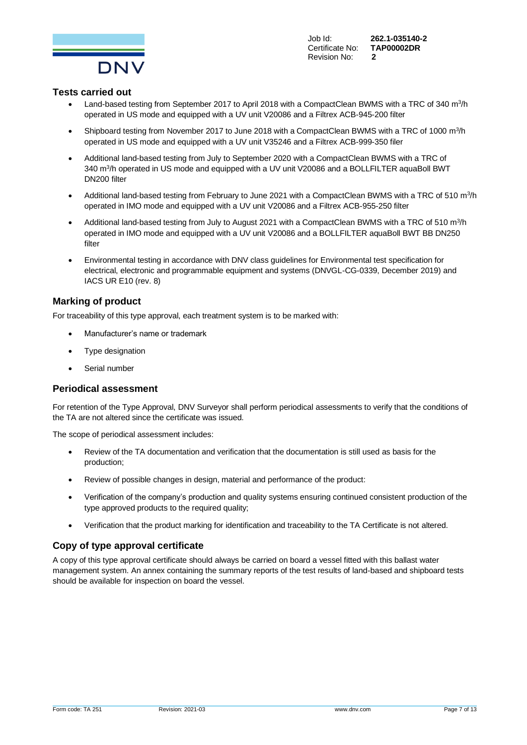## Tests carried out

- Land-based testing from September 2017 to April 2018 with a CompactClean BWMS with a TRC of 340 $m^3$/h operated in US mode and equipped with a UV unit V20086 and a Filtrex ACB-945-200 filter
- Shipboard testing from November 2017 to June 2018 with a CompactClean BWMS with a TRC of 1000 $m^3$/h operated in US mode and equipped with a UV unit V35246 and a Filtrex ACB-999-350 filer
- Additional land-based testing from July to September 2020 with a CompactClean BWMS with a TRC of 340 $m^3$/h operated in US mode and equipped with a UV unit V20086 and a BOLLFILTER aquaBoll BWT DN200 filter
- Additional land-based testing from February to June 2021 with a CompactClean BWMS with a TRC of 510 $m^3$/h operated in IMO mode and equipped with a UV unit V20086 and a Filtrex ACB-955-250 filter
- Additional land-based testing from July to August 2021 with a CompactClean BWMS with a TRC of 510 $m^3$/h operated in IMO mode and equipped with a UV unit V20086 and a BOLLFILTER aquaBoll BWT BB DN250 filter
- Environmental testing in accordance with DNV class guidelines for Environmental test specification for electrical, electronic and programmable equipment and systems (DNVGL-CG-0339, December 2019) and IACS UR E10 (rev. 8)

## Marking of product

For traceability of this type approval, each treatment system is to be marked with:

- Manufacturer's name or trademark
- Type designation
- Serial number

## Periodical assessment

For retention of the Type Approval, DNV Surveyor shall perform periodical assessments to verify that the conditions of the TA are not altered since the certificate was issued.

The scope of periodical assessment includes:

- Review of the TA documentation and verification that the documentation is still used as basis for the production;
- Review of possible changes in design, material and performance of the product:
- Verification of the company's production and quality systems ensuring continued consistent production of the type approved products to the required quality;
- Verification that the product marking for identification and traceability to the TA Certificate is not altered.

## Copy of type approval certificate

A copy of this type approval certificate should always be carried on board a vessel fitted with this ballast water management system. An annex containing the summary reports of the test results of land-based and shipboard tests should be available for inspection on board the vessel.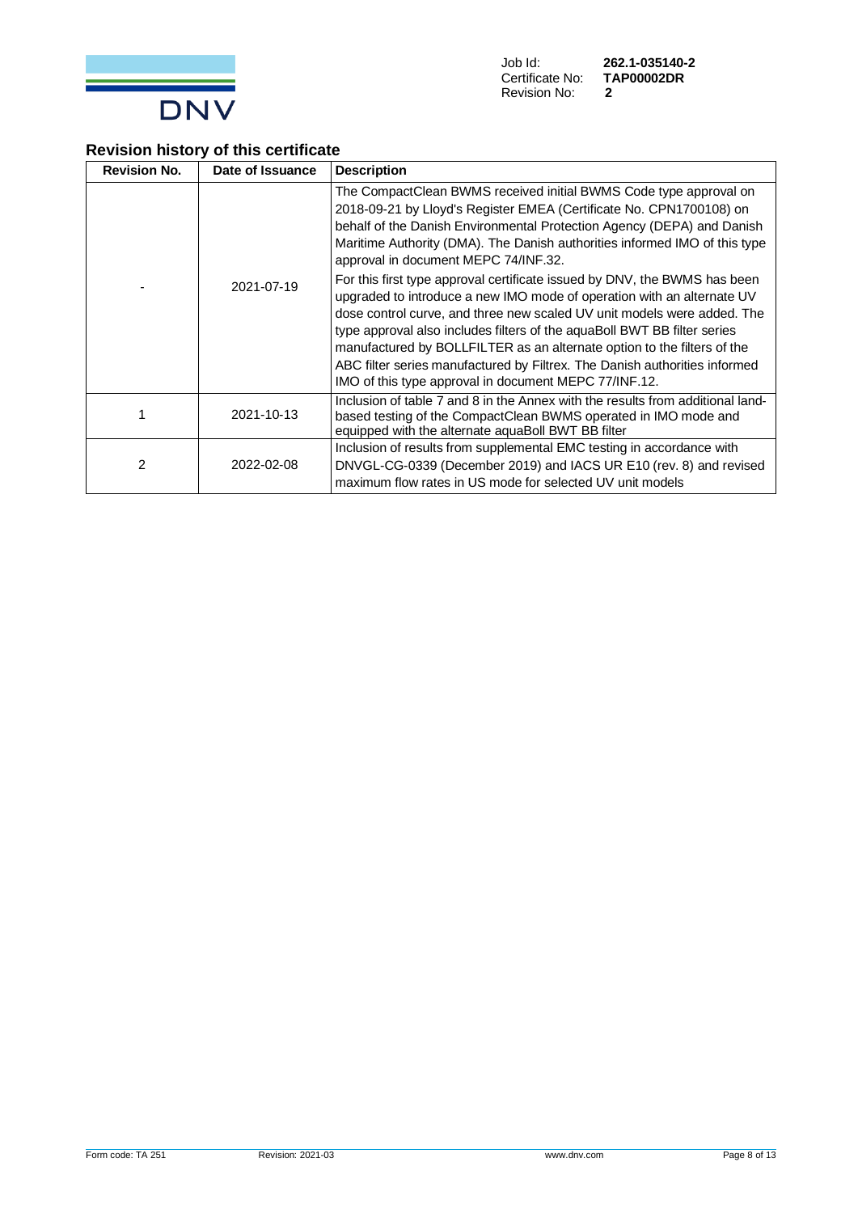Job Id: **262.1-035140-2**
Certificate No: **TAP00002DR**
Revision No: **2**

## Revision history of this certificate

| Revision No. | Date of Issuance | Description |
|---|---|---|
| - | 2021-07-19 | The CompactClean BWMS received initial BWMS Code type approval on 2018-09-21 by Lloyd's Register EMEA (Certificate No. CPN1700108) on behalf of the Danish Environmental Protection Agency (DEPA) and Danish Maritime Authority (DMA). The Danish authorities informed IMO of this type approval in document MEPC 74/INF.32.<br><br>For this first type approval certificate issued by DNV, the BWMS has been upgraded to introduce a new IMO mode of operation with an alternate UV dose control curve, and three new scaled UV unit models were added. The type approval also includes filters of the aquaBoll BWT BB filter series manufactured by BOLLFILTER as an alternate option to the filters of the ABC filter series manufactured by Filtrex. The Danish authorities informed IMO of this type approval in document MEPC 77/INF.12. |
| 1 | 2021-10-13 | Inclusion of table 7 and 8 in the Annex with the results from additional land-based testing of the CompactClean BWMS operated in IMO mode and equipped with the alternate aquaBoll BWT BB filter |
| 2 | 2022-02-08 | Inclusion of results from supplemental EMC testing in accordance with DNVGL-CG-0339 (December 2019) and IACS UR E10 (rev. 8) and revised maximum flow rates in US mode for selected UV unit models |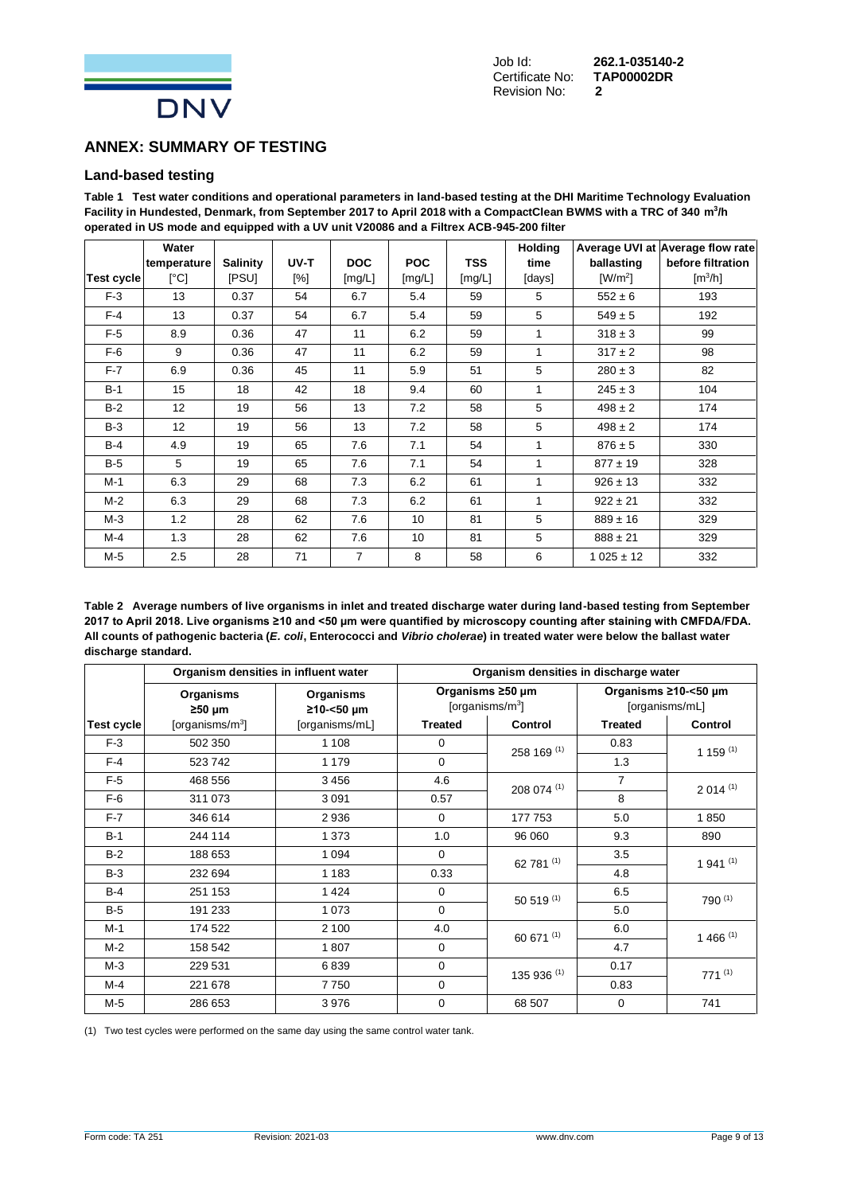## ANNEX: SUMMARY OF TESTING

### Land-based testing

**Table 1 Test water conditions and operational parameters in land-based testing at the DHI Maritime Technology Evaluation Facility in Hundested, Denmark, from September 2017 to April 2018 with a CompactClean BWMS with a TRC of 340 $m^3$/h operated in US mode and equipped with a UV unit V20086 and a Filtrex ACB-945-200 filter**

| Test cycle | Water temperature [°C] | Salinity [PSU] | UV-T [%] | DOC [mg/L] | POC [mg/L] | TSS [mg/L] | Holding time [days] | Average UVI at ballasting [W/m²] | Average flow rate before filtration [m³/h] |
|---|---|---|---|---|---|---|---|---|---|
| F-3 | 13 | 0.37 | 54 | 6.7 | 5.4 | 59 | 5 | 552 ± 6 | 193 |
| F-4 | 13 | 0.37 | 54 | 6.7 | 5.4 | 59 | 5 | 549 ± 5 | 192 |
| F-5 | 8.9 | 0.36 | 47 | 11 | 6.2 | 59 | 1 | 318 ± 3 | 99 |
| F-6 | 9 | 0.36 | 47 | 11 | 6.2 | 59 | 1 | 317 ± 2 | 98 |
| F-7 | 6.9 | 0.36 | 45 | 11 | 5.9 | 51 | 5 | 280 ± 3 | 82 |
| B-1 | 15 | 18 | 42 | 18 | 9.4 | 60 | 1 | 245 ± 3 | 104 |
| B-2 | 12 | 19 | 56 | 13 | 7.2 | 58 | 5 | 498 ± 2 | 174 |
| B-3 | 12 | 19 | 56 | 13 | 7.2 | 58 | 5 | 498 ± 2 | 174 |
| B-4 | 4.9 | 19 | 65 | 7.6 | 7.1 | 54 | 1 | 876 ± 5 | 330 |
| B-5 | 5 | 19 | 65 | 7.6 | 7.1 | 54 | 1 | 877 ± 19 | 328 |
| M-1 | 6.3 | 29 | 68 | 7.3 | 6.2 | 61 | 1 | 926 ± 13 | 332 |
| M-2 | 6.3 | 29 | 68 | 7.3 | 6.2 | 61 | 1 | 922 ± 21 | 332 |
| M-3 | 1.2 | 28 | 62 | 7.6 | 10 | 81 | 5 | 889 ± 16 | 329 |
| M-4 | 1.3 | 28 | 62 | 7.6 | 10 | 81 | 5 | 888 ± 21 | 329 |
| M-5 | 2.5 | 28 | 71 | 7 | 8 | 58 | 6 | 1 025 ± 12 | 332 |

**Table 2 Average numbers of live organisms in inlet and treated discharge water during land-based testing from September 2017 to April 2018. Live organisms ≥10 and <50 µm were quantified by microscopy counting after staining with CMFDA/FDA. All counts of pathogenic bacteria (*E. coli*, Enterococci and *Vibrio cholerae*) in treated water were below the ballast water discharge standard.**

| | Organism densities in influent water | | Organism densities in discharge water | | | |
|---|---|---|---|---|---|---|
| | Organisms ≥50 µm | Organisms ≥10-<50 µm | Organisms ≥50 µm [organisms/m³] | | Organisms ≥10-<50 µm [organisms/mL] | |
| Test cycle | [organisms/m³] | [organisms/mL] | Treated | Control | Treated | Control |
| F-3 | 502 350 | 1 108 | 0 | 258 169 (1) | 0.83 | 1 159 (1) |
| F-4 | 523 742 | 1 179 | 0 | | 1.3 | |
| F-5 | 468 556 | 3 456 | 4.6 | 208 074 (1) | 7 | 2 014 (1) |
| F-6 | 311 073 | 3 091 | 0.57 | | 8 | |
| F-7 | 346 614 | 2 936 | 0 | 177 753 | 5.0 | 1 850 |
| B-1 | 244 114 | 1 373 | 1.0 | 96 060 | 9.3 | 890 |
| B-2 | 188 653 | 1 094 | 0 | 62 781 (1) | 3.5 | 1 941 (1) |
| B-3 | 232 694 | 1 183 | 0.33 | | 4.8 | |
| B-4 | 251 153 | 1 424 | 0 | 50 519 (1) | 6.5 | 790 (1) |
| B-5 | 191 233 | 1 073 | 0 | | 5.0 | |
| M-1 | 174 522 | 2 100 | 4.0 | 60 671 (1) | 6.0 | 1 466 (1) |
| M-2 | 158 542 | 1 807 | 0 | | 4.7 | |
| M-3 | 229 531 | 6 839 | 0 | 135 936 (1) | 0.17 | 771 (1) |
| M-4 | 221 678 | 7 750 | 0 | | 0.83 | |
| M-5 | 286 653 | 3 976 | 0 | 68 507 | 0 | 741 |

(1) Two test cycles were performed on the same day using the same control water tank.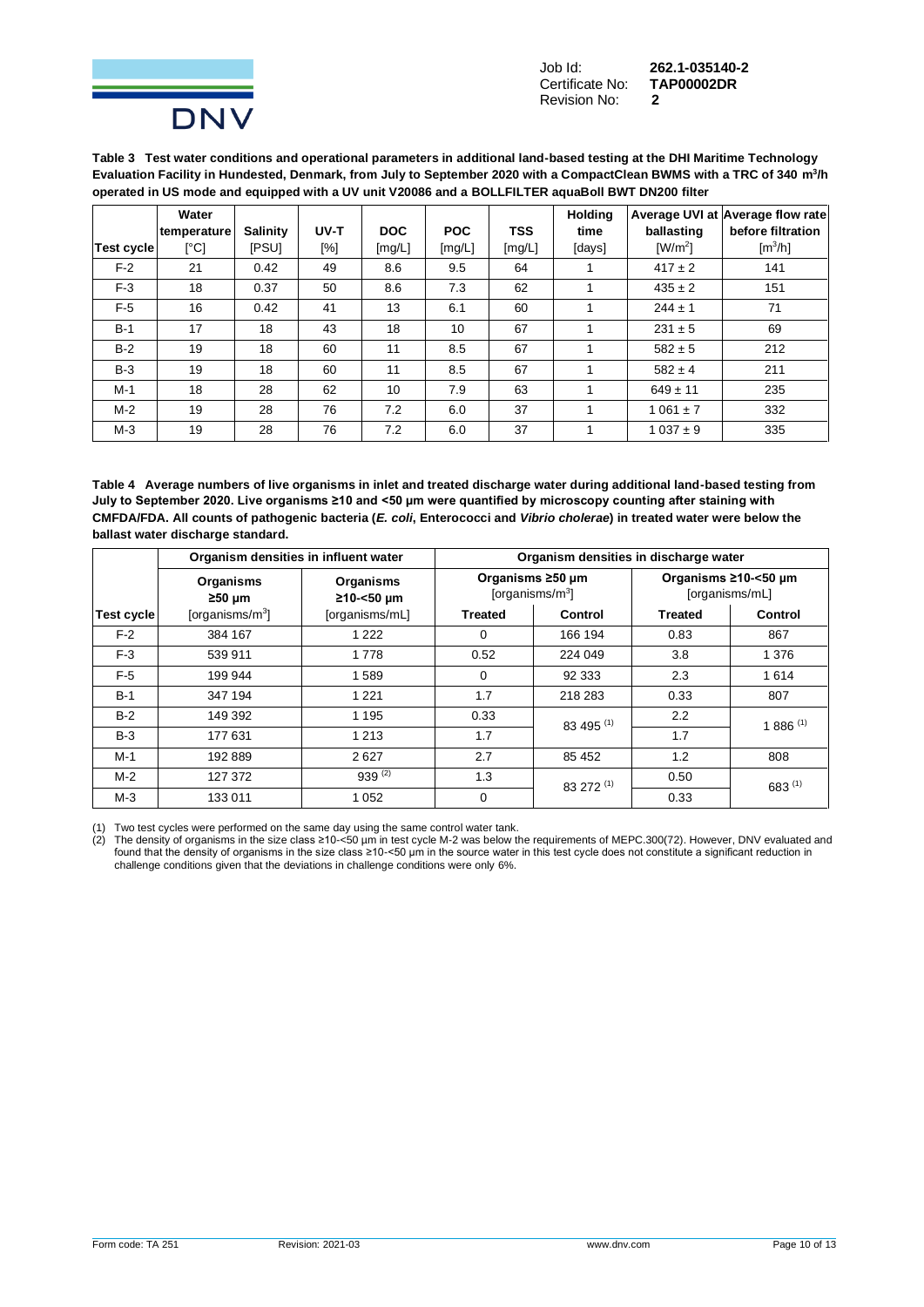**Table 3 Test water conditions and operational parameters in additional land-based testing at the DHI Maritime Technology Evaluation Facility in Hundested, Denmark, from July to September 2020 with a CompactClean BWMS with a TRC of 340 m$^3$/h operated in US mode and equipped with a UV unit V20086 and a BOLLFILTER aquaBoll BWT DN200 filter**

| Test cycle | Water temperature [°C] | Salinity [PSU] | UV-T [%] | DOC [mg/L] | POC [mg/L] | TSS [mg/L] | Holding time [days] | Average UVI at ballasting [W/m$^2$] | Average flow rate before filtration [m$^3$/h] |
|---|---|---|---|---|---|---|---|---|---|
| F-2 | 21 | 0.42 | 49 | 8.6 | 9.5 | 64 | 1 | 417 ± 2 | 141 |
| F-3 | 18 | 0.37 | 50 | 8.6 | 7.3 | 62 | 1 | 435 ± 2 | 151 |
| F-5 | 16 | 0.42 | 41 | 13 | 6.1 | 60 | 1 | 244 ± 1 | 71 |
| B-1 | 17 | 18 | 43 | 18 | 10 | 67 | 1 | 231 ± 5 | 69 |
| B-2 | 19 | 18 | 60 | 11 | 8.5 | 67 | 1 | 582 ± 5 | 212 |
| B-3 | 19 | 18 | 60 | 11 | 8.5 | 67 | 1 | 582 ± 4 | 211 |
| M-1 | 18 | 28 | 62 | 10 | 7.9 | 63 | 1 | 649 ± 11 | 235 |
| M-2 | 19 | 28 | 76 | 7.2 | 6.0 | 37 | 1 | 1 061 ± 7 | 332 |
| M-3 | 19 | 28 | 76 | 7.2 | 6.0 | 37 | 1 | 1 037 ± 9 | 335 |

**Table 4 Average numbers of live organisms in inlet and treated discharge water during additional land-based testing from July to September 2020. Live organisms ≥10 and <50 µm were quantified by microscopy counting after staining with CMFDA/FDA. All counts of pathogenic bacteria (*E. coli*, Enterococci and *Vibrio cholerae*) in treated water were below the ballast water discharge standard.**

| | Organism densities in influent water | | Organism densities in discharge water | | | |
|---|---|---|---|---|---|---|
| | Organisms ≥50 µm | Organisms ≥10-<50 µm | Organisms ≥50 µm [organisms/m$^3$] | | Organisms ≥10-<50 µm [organisms/mL] | |
| Test cycle | [organisms/m$^3$] | [organisms/mL] | Treated | Control | Treated | Control |
| F-2 | 384 167 | 1 222 | 0 | 166 194 | 0.83 | 867 |
| F-3 | 539 911 | 1 778 | 0.52 | 224 049 | 3.8 | 1 376 |
| F-5 | 199 944 | 1 589 | 0 | 92 333 | 2.3 | 1 614 |
| B-1 | 347 194 | 1 221 | 1.7 | 218 283 | 0.33 | 807 |
| B-2 | 149 392 | 1 195 | 0.33 | 83 495 (1) | 2.2 | 1 886 (1) |
| B-3 | 177 631 | 1 213 | 1.7 | | 1.7 | |
| M-1 | 192 889 | 2 627 | 2.7 | 85 452 | 1.2 | 808 |
| M-2 | 127 372 | 939 (2) | 1.3 | 83 272 (1) | 0.50 | 683 (1) |
| M-3 | 133 011 | 1 052 | 0 | | 0.33 | |

(1) Two test cycles were performed on the same day using the same control water tank.
(2) The density of organisms in the size class ≥10-<50 µm in test cycle M-2 was below the requirements of MEPC.300(72). However, DNV evaluated and found that the density of organisms in the size class ≥10-<50 µm in the source water in this test cycle does not constitute a significant reduction in challenge conditions given that the deviations in challenge conditions were only 6%.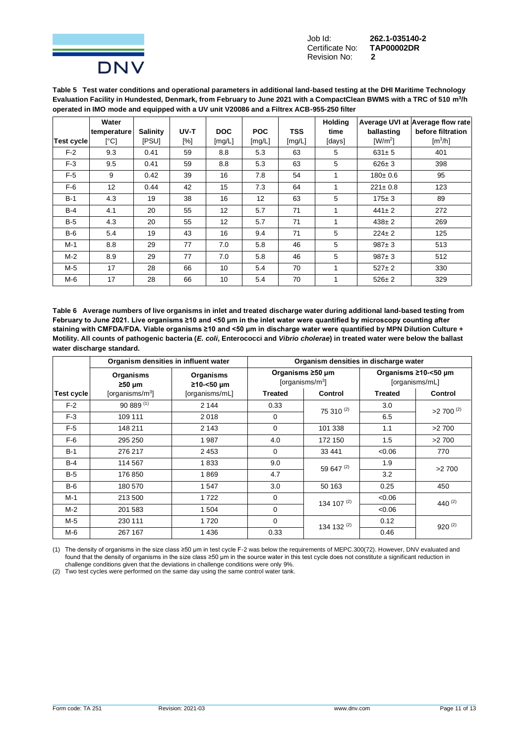Job Id: **262.1-035140-2**
Certificate No: **TAP00002DR**
Revision No: **2**

**Table 5 Test water conditions and operational parameters in additional land-based testing at the DHI Maritime Technology Evaluation Facility in Hundested, Denmark, from February to June 2021 with a CompactClean BWMS with a TRC of 510 m³/h operated in IMO mode and equipped with a UV unit V20086 and a Filtrex ACB-955-250 filter**

| Test cycle | Water temperature [°C] | Salinity [PSU] | UV-T [%] | DOC [mg/L] | POC [mg/L] | TSS [mg/L] | Holding time [days] | Average UVI at ballasting [W/m²] | Average flow rate before filtration [m³/h] |
|---|---|---|---|---|---|---|---|---|---|
| F-2 | 9.3 | 0.41 | 59 | 8.8 | 5.3 | 63 | 5 | 631± 5 | 401 |
| F-3 | 9.5 | 0.41 | 59 | 8.8 | 5.3 | 63 | 5 | 626± 3 | 398 |
| F-5 | 9 | 0.42 | 39 | 16 | 7.8 | 54 | 1 | 180± 0.6 | 95 |
| F-6 | 12 | 0.44 | 42 | 15 | 7.3 | 64 | 1 | 221± 0.8 | 123 |
| B-1 | 4.3 | 19 | 38 | 16 | 12 | 63 | 5 | 175± 3 | 89 |
| B-4 | 4.1 | 20 | 55 | 12 | 5.7 | 71 | 1 | 441± 2 | 272 |
| B-5 | 4.3 | 20 | 55 | 12 | 5.7 | 71 | 1 | 438± 2 | 269 |
| B-6 | 5.4 | 19 | 43 | 16 | 9.4 | 71 | 5 | 224± 2 | 125 |
| M-1 | 8.8 | 29 | 77 | 7.0 | 5.8 | 46 | 5 | 987± 3 | 513 |
| M-2 | 8.9 | 29 | 77 | 7.0 | 5.8 | 46 | 5 | 987± 3 | 512 |
| M-5 | 17 | 28 | 66 | 10 | 5.4 | 70 | 1 | 527± 2 | 330 |
| M-6 | 17 | 28 | 66 | 10 | 5.4 | 70 | 1 | 526± 2 | 329 |

**Table 6 Average numbers of live organisms in inlet and treated discharge water during additional land-based testing from February to June 2021. Live organisms ≥10 and <50 µm in the inlet water were quantified by microscopy counting after staining with CMFDA/FDA. Viable organisms ≥10 and <50 µm in discharge water were quantified by MPN Dilution Culture + Motility. All counts of pathogenic bacteria (*E. coli*, Enterococci and *Vibrio cholerae*) in treated water were below the ballast water discharge standard.**

| | Organism densities in influent water | | Organism densities in discharge water | | | |
|---|---|---|---|---|---|---|
| | Organisms ≥50 µm | Organisms ≥10-<50 µm | Organisms ≥50 µm [organisms/m³] | | Organisms ≥10-<50 µm [organisms/mL] | |
| Test cycle | [organisms/m³] | [organisms/mL] | Treated | Control | Treated | Control |
| F-2 | 90 889 (1) | 2 144 | 0.33 | 75 310 (2) | 3.0 | >2 700 (2) |
| F-3 | 109 111 | 2 018 | 0 | | 6.5 | |
| F-5 | 148 211 | 2 143 | 0 | 101 338 | 1.1 | >2 700 |
| F-6 | 295 250 | 1 987 | 4.0 | 172 150 | 1.5 | >2 700 |
| B-1 | 276 217 | 2 453 | 0 | 33 441 | <0.06 | 770 |
| B-4 | 114 567 | 1 833 | 9.0 | 59 647 (2) | 1.9 | >2 700 |
| B-5 | 176 850 | 1 869 | 4.7 | | 3.2 | |
| B-6 | 180 570 | 1 547 | 3.0 | 50 163 | 0.25 | 450 |
| M-1 | 213 500 | 1 722 | 0 | 134 107 (2) | <0.06 | 440 (2) |
| M-2 | 201 583 | 1 504 | 0 | | <0.06 | |
| M-5 | 230 111 | 1 720 | 0 | 134 132 (2) | 0.12 | 920 (2) |
| M-6 | 267 167 | 1 436 | 0.33 | | 0.46 | |

(1) The density of organisms in the size class ≥50 µm in test cycle F-2 was below the requirements of MEPC.300(72). However, DNV evaluated and found that the density of organisms in the size class ≥50 µm in the source water in this test cycle does not constitute a significant reduction in challenge conditions given that the deviations in challenge conditions were only 9%.

(2) Two test cycles were performed on the same day using the same control water tank.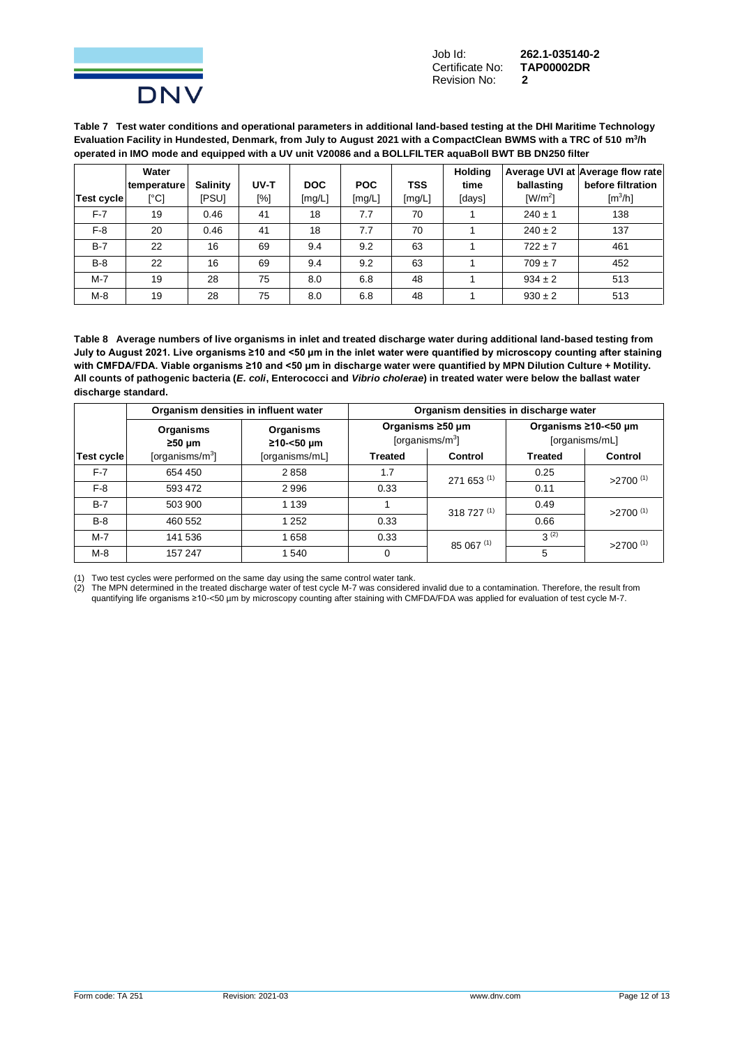**Table 7 Test water conditions and operational parameters in additional land-based testing at the DHI Maritime Technology Evaluation Facility in Hundested, Denmark, from July to August 2021 with a CompactClean BWMS with a TRC of 510 m$^3$/h operated in IMO mode and equipped with a UV unit V20086 and a BOLLFILTER aquaBoll BWT BB DN250 filter**

| Test cycle | Water temperature [°C] | Salinity [PSU] | UV-T [%] | DOC [mg/L] | POC [mg/L] | TSS [mg/L] | Holding time [days] | Average UVI at ballasting [W/m$^2$] | Average flow rate before filtration [m$^3$/h] |
|---|---|---|---|---|---|---|---|---|---|
| F-7 | 19 | 0.46 | 41 | 18 | 7.7 | 70 | 1 | 240 ± 1 | 138 |
| F-8 | 20 | 0.46 | 41 | 18 | 7.7 | 70 | 1 | 240 ± 2 | 137 |
| B-7 | 22 | 16 | 69 | 9.4 | 9.2 | 63 | 1 | 722 ± 7 | 461 |
| B-8 | 22 | 16 | 69 | 9.4 | 9.2 | 63 | 1 | 709 ± 7 | 452 |
| M-7 | 19 | 28 | 75 | 8.0 | 6.8 | 48 | 1 | 934 ± 2 | 513 |
| M-8 | 19 | 28 | 75 | 8.0 | 6.8 | 48 | 1 | 930 ± 2 | 513 |

**Table 8 Average numbers of live organisms in inlet and treated discharge water during additional land-based testing from July to August 2021. Live organisms ≥10 and <50 µm in the inlet water were quantified by microscopy counting after staining with CMFDA/FDA. Viable organisms ≥10 and <50 µm in discharge water were quantified by MPN Dilution Culture + Motility. All counts of pathogenic bacteria (*E. coli*, Enterococci and *Vibrio cholerae*) in treated water were below the ballast water discharge standard.**

| | Organism densities in influent water | | Organism densities in discharge water | | | |
|---|---|---|---|---|---|---|
| | Organisms ≥50 µm | Organisms ≥10-<50 µm | Organisms ≥50 µm [organisms/m$^3$] | | Organisms ≥10-<50 µm [organisms/mL] | |
| Test cycle | [organisms/m$^3$] | [organisms/mL] | Treated | Control | Treated | Control |
| F-7 | 654 450 | 2 858 | 1.7 | 271 653 (1) | 0.25 | >2700 (1) |
| F-8 | 593 472 | 2 996 | 0.33 | | 0.11 | |
| B-7 | 503 900 | 1 139 | 1 | 318 727 (1) | 0.49 | >2700 (1) |
| B-8 | 460 552 | 1 252 | 0.33 | | 0.66 | |
| M-7 | 141 536 | 1 658 | 0.33 | 85 067 (1) | 3 (2) | >2700 (1) |
| M-8 | 157 247 | 1 540 | 0 | | 5 | |

(1) Two test cycles were performed on the same day using the same control water tank.
(2) The MPN determined in the treated discharge water of test cycle M-7 was considered invalid due to a contamination. Therefore, the result from quantifying life organisms ≥10-<50 µm by microscopy counting after staining with CMFDA/FDA was applied for evaluation of test cycle M-7.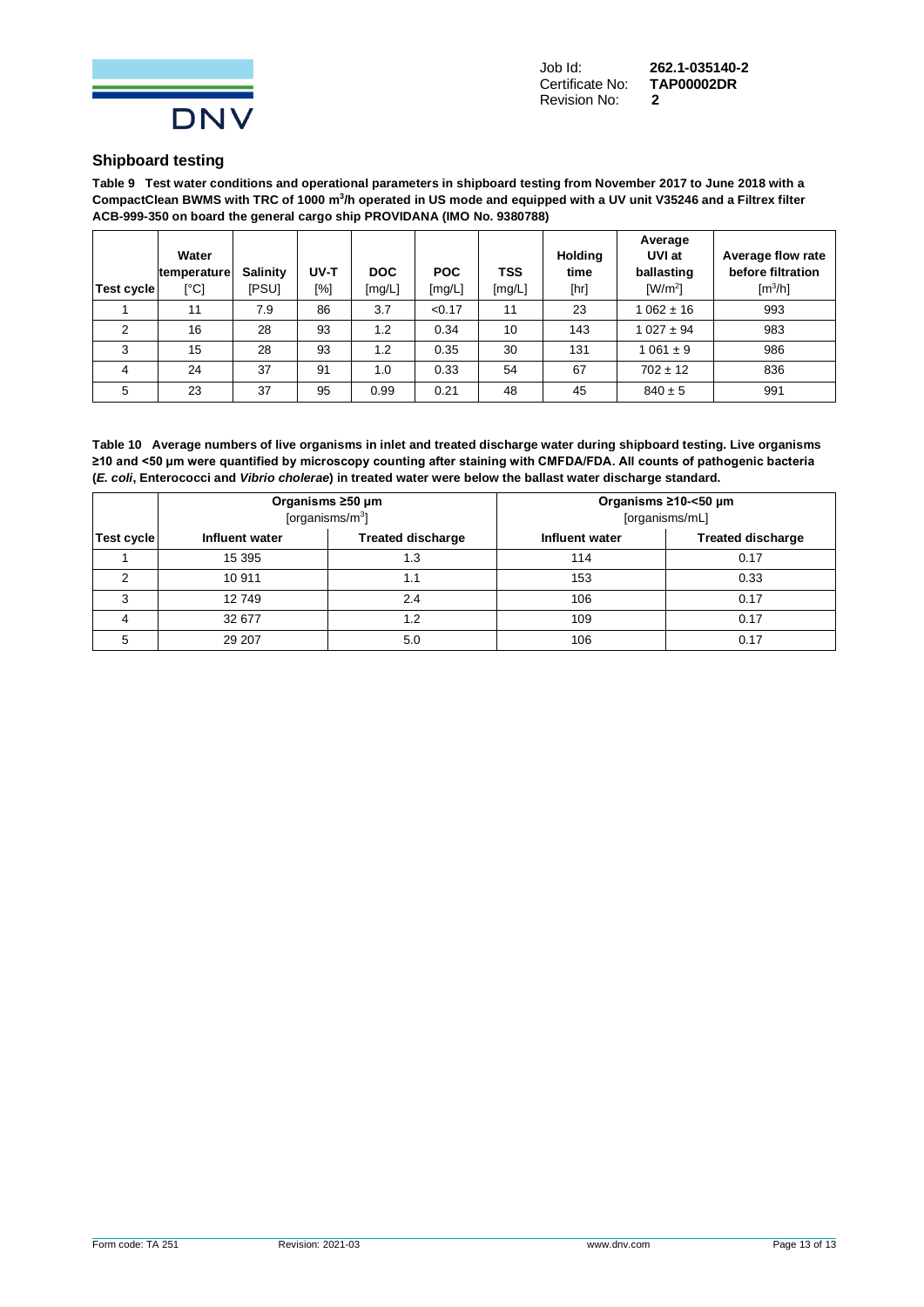## Shipboard testing

**Table 9 Test water conditions and operational parameters in shipboard testing from November 2017 to June 2018 with a CompactClean BWMS with TRC of 1000 $m^3$/h operated in US mode and equipped with a UV unit V35246 and a Filtrex filter ACB-999-350 on board the general cargo ship PROVIDANA (IMO No. 9380788)**

| Test cycle | Water temperature [°C] | Salinity [PSU] | UV-T [%] | DOC [mg/L] | POC [mg/L] | TSS [mg/L] | Holding time [hr] | Average UVI at ballasting [$W/m^2$] | Average flow rate before filtration [$m^3$/h] |
|---|---|---|---|---|---|---|---|---|---|
| 1 | 11 | 7.9 | 86 | 3.7 | <0.17 | 11 | 23 | 1 062 ± 16 | 993 |
| 2 | 16 | 28 | 93 | 1.2 | 0.34 | 10 | 143 | 1 027 ± 94 | 983 |
| 3 | 15 | 28 | 93 | 1.2 | 0.35 | 30 | 131 | 1 061 ± 9 | 986 |
| 4 | 24 | 37 | 91 | 1.0 | 0.33 | 54 | 67 | 702 ± 12 | 836 |
| 5 | 23 | 37 | 95 | 0.99 | 0.21 | 48 | 45 | 840 ± 5 | 991 |

**Table 10 Average numbers of live organisms in inlet and treated discharge water during shipboard testing. Live organisms ≥10 and <50 µm were quantified by microscopy counting after staining with CMFDA/FDA. All counts of pathogenic bacteria (*E. coli*, Enterococci and *Vibrio cholerae*) in treated water were below the ballast water discharge standard.**

| | Organisms ≥50 µm [organisms/$m^3$] | | Organisms ≥10-<50 µm [organisms/mL] | |
|---|---|---|---|---|
| Test cycle | Influent water | Treated discharge | Influent water | Treated discharge |
| 1 | 15 395 | 1.3 | 114 | 0.17 |
| 2 | 10 911 | 1.1 | 153 | 0.33 |
| 3 | 12 749 | 2.4 | 106 | 0.17 |
| 4 | 32 677 | 1.2 | 109 | 0.17 |
| 5 | 29 207 | 5.0 | 106 | 0.17 |